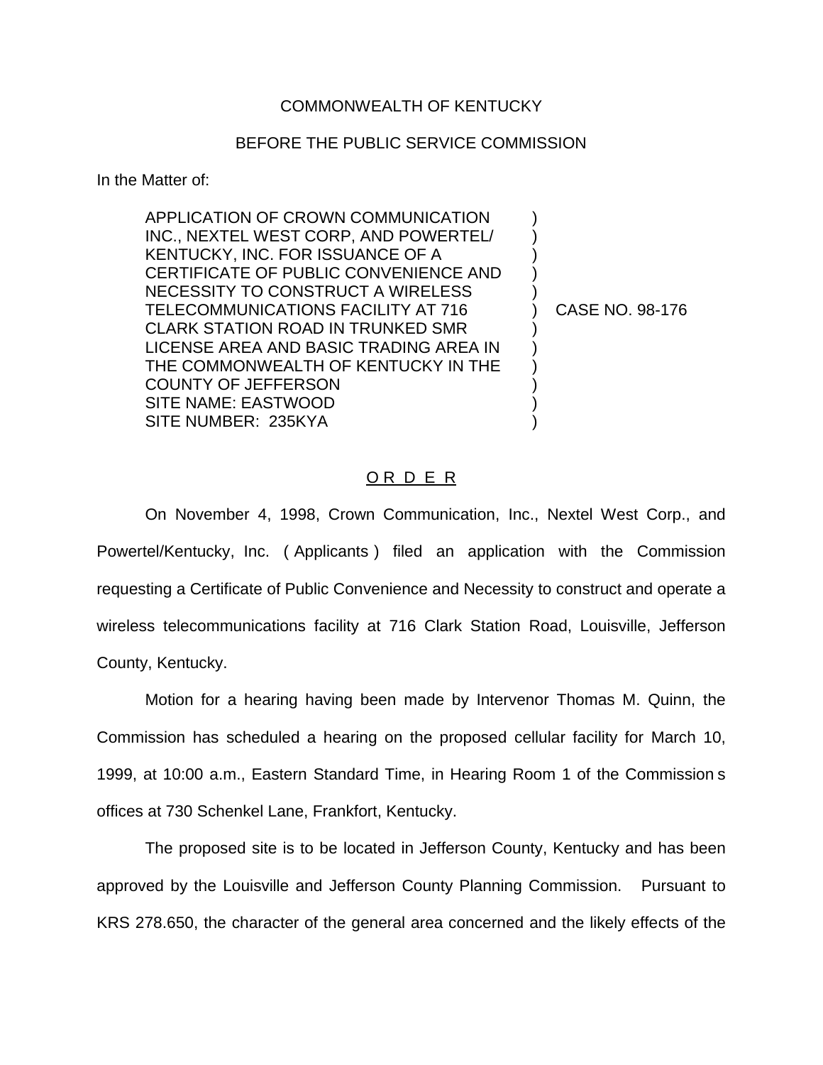COMMONWEALTH OF KENTUCKY

BEFORE THE PUBLIC SERVICE COMMISSION

In the Matter of:

APPLICATION OF CROWN COMMUNICATION INC., NEXTEL WEST CORP, AND POWERTEL/ KENTUCKY, INC. FOR ISSUANCE OF A CERTIFICATE OF PUBLIC CONVENIENCE AND NECESSITY TO CONSTRUCT A WIRELESS TELECOMMUNICATIONS FACILITY AT 716 CLARK STATION ROAD IN TRUNKED SMR LICENSE AREA AND BASIC TRADING AREA IN THE COMMONWEALTH OF KENTUCKY IN THE COUNTY OF JEFFERSON
SITE NAME: EASTWOOD
SITE NUMBER: 235KYA

) CASE NO. 98-176

O R D E R

On November 4, 1998, Crown Communication, Inc., Nextel West Corp., and Powertel/Kentucky, Inc. ( Applicants ) filed an application with the Commission requesting a Certificate of Public Convenience and Necessity to construct and operate a wireless telecommunications facility at 716 Clark Station Road, Louisville, Jefferson County, Kentucky.

Motion for a hearing having been made by Intervenor Thomas M. Quinn, the Commission has scheduled a hearing on the proposed cellular facility for March 10, 1999, at 10:00 a.m., Eastern Standard Time, in Hearing Room 1 of the Commission s offices at 730 Schenkel Lane, Frankfort, Kentucky.

The proposed site is to be located in Jefferson County, Kentucky and has been approved by the Louisville and Jefferson County Planning Commission. Pursuant to KRS 278.650, the character of the general area concerned and the likely effects of the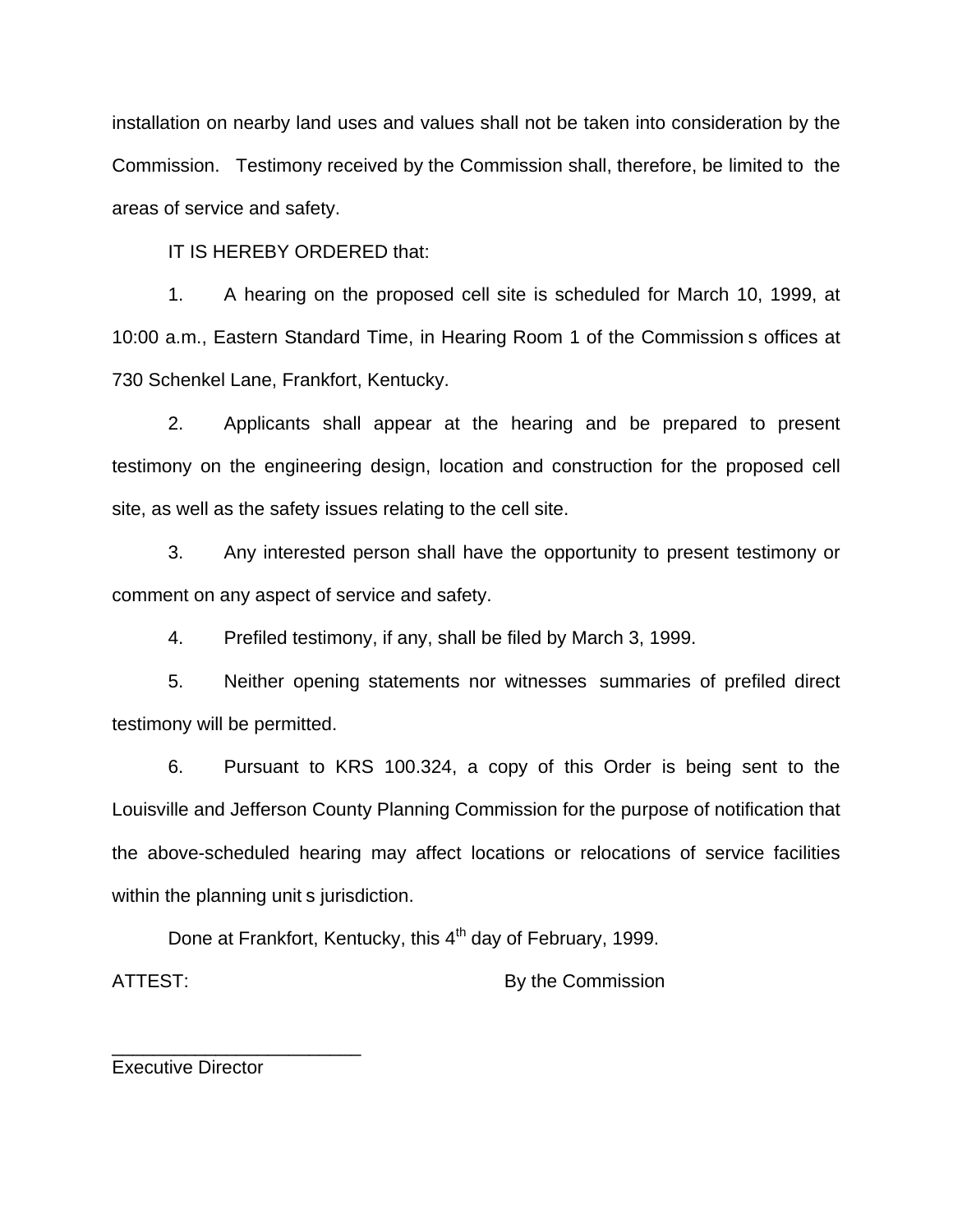installation on nearby land uses and values shall not be taken into consideration by the Commission. Testimony received by the Commission shall, therefore, be limited to the areas of service and safety.

IT IS HEREBY ORDERED that:

1. A hearing on the proposed cell site is scheduled for March 10, 1999, at 10:00 a.m., Eastern Standard Time, in Hearing Room 1 of the Commission s offices at 730 Schenkel Lane, Frankfort, Kentucky.

2. Applicants shall appear at the hearing and be prepared to present testimony on the engineering design, location and construction for the proposed cell site, as well as the safety issues relating to the cell site.

3. Any interested person shall have the opportunity to present testimony or comment on any aspect of service and safety.

4. Prefiled testimony, if any, shall be filed by March 3, 1999.

5. Neither opening statements nor witnesses summaries of prefiled direct testimony will be permitted.

6. Pursuant to KRS 100.324, a copy of this Order is being sent to the Louisville and Jefferson County Planning Commission for the purpose of notification that the above-scheduled hearing may affect locations or relocations of service facilities within the planning unit s jurisdiction.

Done at Frankfort, Kentucky, this 4th day of February, 1999.

ATTEST: By the Commission

________________________
Executive Director